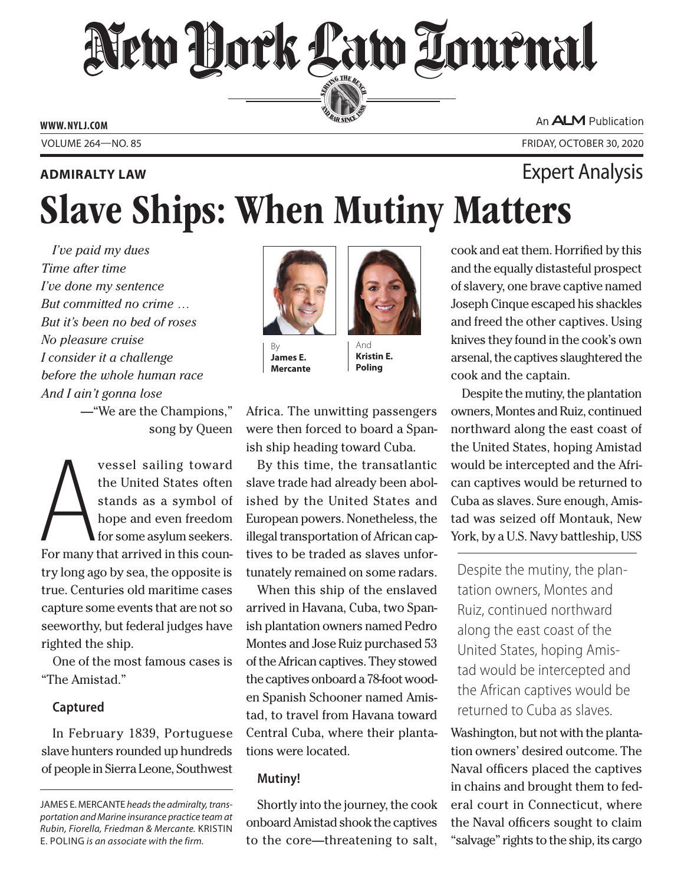# New York Law Journal

## ADMIRALTY LAW

Expert Analysis

# Slave Ships: When Mutiny Matters

By **James E. Mercante** And **Kristin E. Poling**

*I've paid my dues*
*Time after time*
*I've done my sentence*
*But committed no crime …*
*But it's been no bed of roses*
*No pleasure cruise*
*I consider it a challenge*
*before the whole human race*
*And I ain't gonna lose*

—"We are the Champions," song by Queen

A vessel sailing toward the United States often stands as a symbol of hope and even freedom for some asylum seekers. For many that arrived in this country long ago by sea, the opposite is true. Centuries old maritime cases capture some events that are not so seeworthy, but federal judges have righted the ship.

One of the most famous cases is "The Amistad."

### Captured

In February 1839, Portuguese slave hunters rounded up hundreds of people in Sierra Leone, Southwest Africa. The unwitting passengers were then forced to board a Spanish ship heading toward Cuba.

By this time, the transatlantic slave trade had already been abolished by the United States and European powers. Nonetheless, the illegal transportation of African captives to be traded as slaves unfortunately remained on some radars.

When this ship of the enslaved arrived in Havana, Cuba, two Spanish plantation owners named Pedro Montes and Jose Ruiz purchased 53 of the African captives. They stowed the captives onboard a 78-foot wooden Spanish Schooner named Amistad, to travel from Havana toward Central Cuba, where their plantations were located.

### Mutiny!

Shortly into the journey, the cook onboard Amistad shook the captives to the core—threatening to salt, cook and eat them. Horrified by this and the equally distasteful prospect of slavery, one brave captive named Joseph Cinque escaped his shackles and freed the other captives. Using knives they found in the cook's own arsenal, the captives slaughtered the cook and the captain.

Despite the mutiny, the plantation owners, Montes and Ruiz, continued northward along the east coast of the United States, hoping Amistad would be intercepted and the African captives would be returned to Cuba as slaves. Sure enough, Amistad was seized off Montauk, New York, by a U.S. Navy battleship, USS Washington, but not with the plantation owners' desired outcome. The Naval officers placed the captives in chains and brought them to federal court in Connecticut, where the Naval officers sought to claim "salvage" rights to the ship, its cargo

> Despite the mutiny, the plantation owners, Montes and Ruiz, continued northward along the east coast of the United States, hoping Amistad would be intercepted and the African captives would be returned to Cuba as slaves.

---

JAMES E. MERCANTE *heads the admiralty, transportation and Marine insurance practice team at Rubin, Fiorella, Friedman & Mercante.* KRISTIN E. POLING *is an associate with the firm.*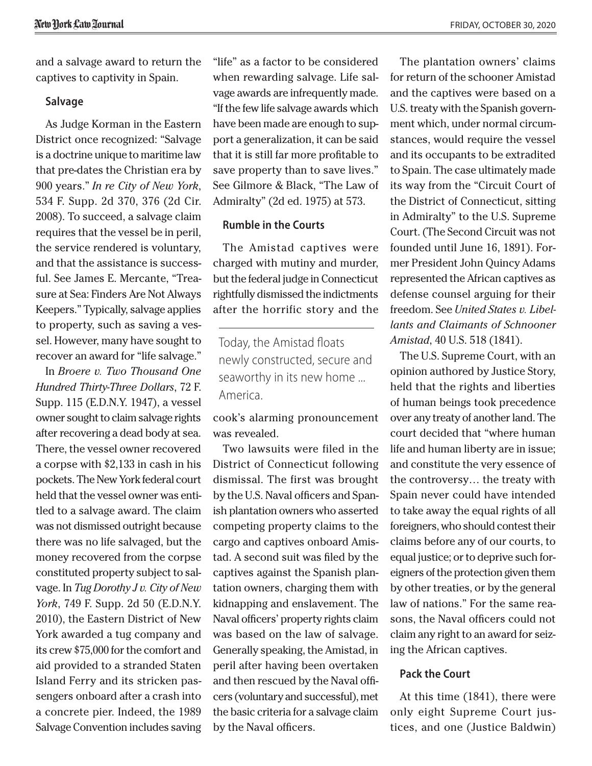and a salvage award to return the captives to captivity in Spain.

### Salvage

As Judge Korman in the Eastern District once recognized: "Salvage is a doctrine unique to maritime law that pre-dates the Christian era by 900 years." *In re City of New York*, 534 F. Supp. 2d 370, 376 (2d Cir. 2008). To succeed, a salvage claim requires that the vessel be in peril, the service rendered is voluntary, and that the assistance is successful. See James E. Mercante, "Treasure at Sea: Finders Are Not Always Keepers." Typically, salvage applies to property, such as saving a vessel. However, many have sought to recover an award for "life salvage."

In *Broere v. Two Thousand One Hundred Thirty-Three Dollars*, 72 F. Supp. 115 (E.D.N.Y. 1947), a vessel owner sought to claim salvage rights after recovering a dead body at sea. There, the vessel owner recovered a corpse with $2,133 in cash in his pockets. The New York federal court held that the vessel owner was entitled to a salvage award. The claim was not dismissed outright because there was no life salvaged, but the money recovered from the corpse constituted property subject to salvage. In *Tug Dorothy J v. City of New York*, 749 F. Supp. 2d 50 (E.D.N.Y. 2010), the Eastern District of New York awarded a tug company and its crew $75,000 for the comfort and aid provided to a stranded Staten Island Ferry and its stricken passengers onboard after a crash into a concrete pier. Indeed, the 1989 Salvage Convention includes saving "life" as a factor to be considered when rewarding salvage. Life salvage awards are infrequently made. "If the few life salvage awards which have been made are enough to support a generalization, it can be said that it is still far more profitable to save property than to save lives." See Gilmore & Black, "The Law of Admiralty" (2d ed. 1975) at 573.

### Rumble in the Courts

The Amistad captives were charged with mutiny and murder, but the federal judge in Connecticut rightfully dismissed the indictments after the horrific story and the cook's alarming pronouncement was revealed.

> Today, the Amistad floats newly constructed, secure and seaworthy in its new home ... America.

Two lawsuits were filed in the District of Connecticut following dismissal. The first was brought by the U.S. Naval officers and Spanish plantation owners who asserted competing property claims to the cargo and captives onboard Amistad. A second suit was filed by the captives against the Spanish plantation owners, charging them with kidnapping and enslavement. The Naval officers' property rights claim was based on the law of salvage. Generally speaking, the Amistad, in peril after having been overtaken and then rescued by the Naval officers (voluntary and successful), met the basic criteria for a salvage claim by the Naval officers.

The plantation owners' claims for return of the schooner Amistad and the captives were based on a U.S. treaty with the Spanish government which, under normal circumstances, would require the vessel and its occupants to be extradited to Spain. The case ultimately made its way from the "Circuit Court of the District of Connecticut, sitting in Admiralty" to the U.S. Supreme Court. (The Second Circuit was not founded until June 16, 1891). Former President John Quincy Adams represented the African captives as defense counsel arguing for their freedom. See *United States v. Libellants and Claimants of Schnooner Amistad*, 40 U.S. 518 (1841).

The U.S. Supreme Court, with an opinion authored by Justice Story, held that the rights and liberties of human beings took precedence over any treaty of another land. The court decided that "where human life and human liberty are in issue; and constitute the very essence of the controversy… the treaty with Spain never could have intended to take away the equal rights of all foreigners, who should contest their claims before any of our courts, to equal justice; or to deprive such foreigners of the protection given them by other treaties, or by the general law of nations." For the same reasons, the Naval officers could not claim any right to an award for seizing the African captives.

### Pack the Court

At this time (1841), there were only eight Supreme Court justices, and one (Justice Baldwin)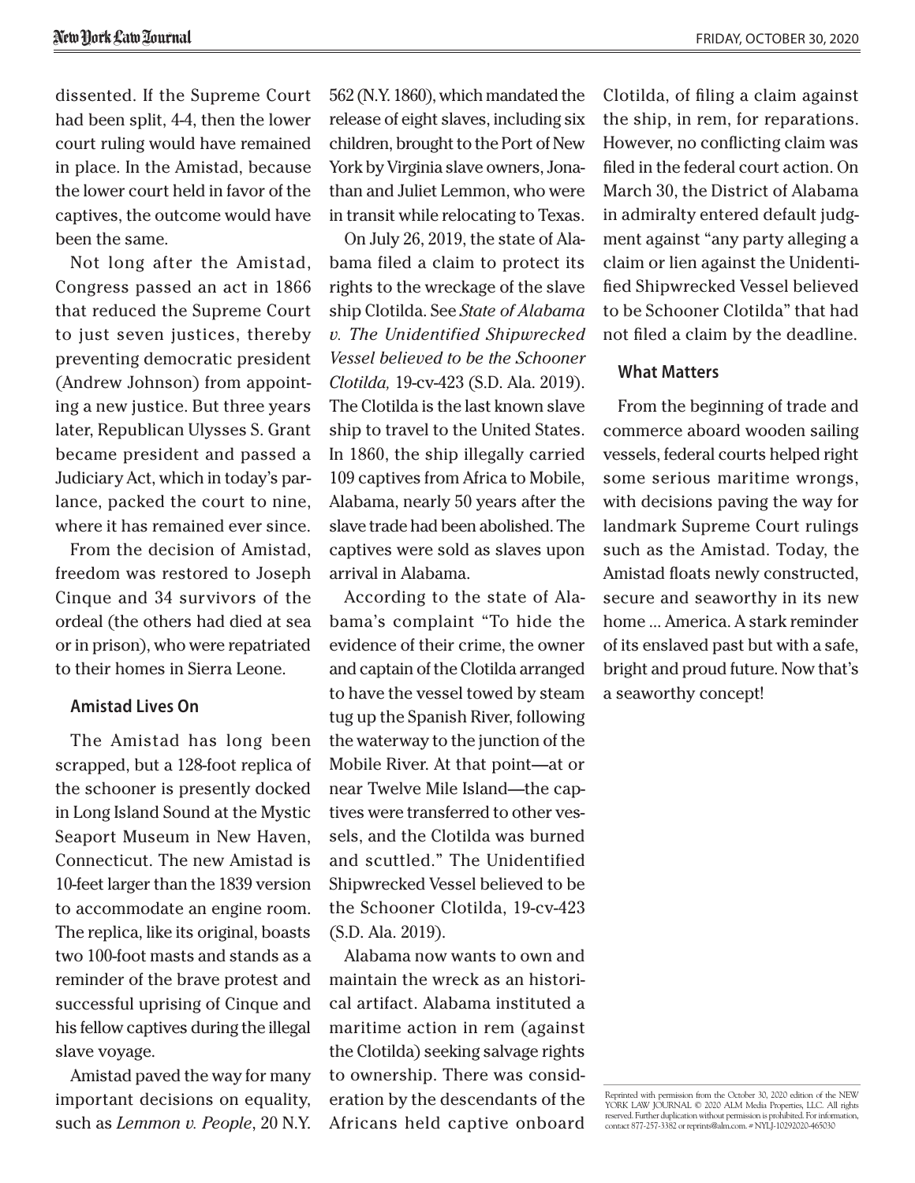dissented. If the Supreme Court had been split, 4-4, then the lower court ruling would have remained in place. In the Amistad, because the lower court held in favor of the captives, the outcome would have been the same.

Not long after the Amistad, Congress passed an act in 1866 that reduced the Supreme Court to just seven justices, thereby preventing democratic president (Andrew Johnson) from appointing a new justice. But three years later, Republican Ulysses S. Grant became president and passed a Judiciary Act, which in today's parlance, packed the court to nine, where it has remained ever since.

From the decision of Amistad, freedom was restored to Joseph Cinque and 34 survivors of the ordeal (the others had died at sea or in prison), who were repatriated to their homes in Sierra Leone.

## Amistad Lives On

The Amistad has long been scrapped, but a 128-foot replica of the schooner is presently docked in Long Island Sound at the Mystic Seaport Museum in New Haven, Connecticut. The new Amistad is 10-feet larger than the 1839 version to accommodate an engine room. The replica, like its original, boasts two 100-foot masts and stands as a reminder of the brave protest and successful uprising of Cinque and his fellow captives during the illegal slave voyage.

Amistad paved the way for many important decisions on equality, such as *Lemmon v. People*, 20 N.Y. 562 (N.Y. 1860), which mandated the release of eight slaves, including six children, brought to the Port of New York by Virginia slave owners, Jonathan and Juliet Lemmon, who were in transit while relocating to Texas.

On July 26, 2019, the state of Alabama filed a claim to protect its rights to the wreckage of the slave ship Clotilda. See *State of Alabama v. The Unidentified Shipwrecked Vessel believed to be the Schooner Clotilda,* 19-cv-423 (S.D. Ala. 2019). The Clotilda is the last known slave ship to travel to the United States. In 1860, the ship illegally carried 109 captives from Africa to Mobile, Alabama, nearly 50 years after the slave trade had been abolished. The captives were sold as slaves upon arrival in Alabama.

According to the state of Alabama's complaint "To hide the evidence of their crime, the owner and captain of the Clotilda arranged to have the vessel towed by steam tug up the Spanish River, following the waterway to the junction of the Mobile River. At that point—at or near Twelve Mile Island—the captives were transferred to other vessels, and the Clotilda was burned and scuttled." The Unidentified Shipwrecked Vessel believed to be the Schooner Clotilda, 19-cv-423 (S.D. Ala. 2019).

Alabama now wants to own and maintain the wreck as an historical artifact. Alabama instituted a maritime action in rem (against the Clotilda) seeking salvage rights to ownership. There was consideration by the descendants of the Africans held captive onboard Clotilda, of filing a claim against the ship, in rem, for reparations. However, no conflicting claim was filed in the federal court action. On March 30, the District of Alabama in admiralty entered default judgment against "any party alleging a claim or lien against the Unidentified Shipwrecked Vessel believed to be Schooner Clotilda" that had not filed a claim by the deadline.

## What Matters

From the beginning of trade and commerce aboard wooden sailing vessels, federal courts helped right some serious maritime wrongs, with decisions paving the way for landmark Supreme Court rulings such as the Amistad. Today, the Amistad floats newly constructed, secure and seaworthy in its new home ... America. A stark reminder of its enslaved past but with a safe, bright and proud future. Now that's a seaworthy concept!

Reprinted with permission from the October 30, 2020 edition of the NEW YORK LAW JOURNAL © 2020 ALM Media Properties, LLC. All rights reserved. Further duplication without permission is prohibited. For information, contact 877-257-3382 or reprints@alm.com. # NYLJ-10292020-465030